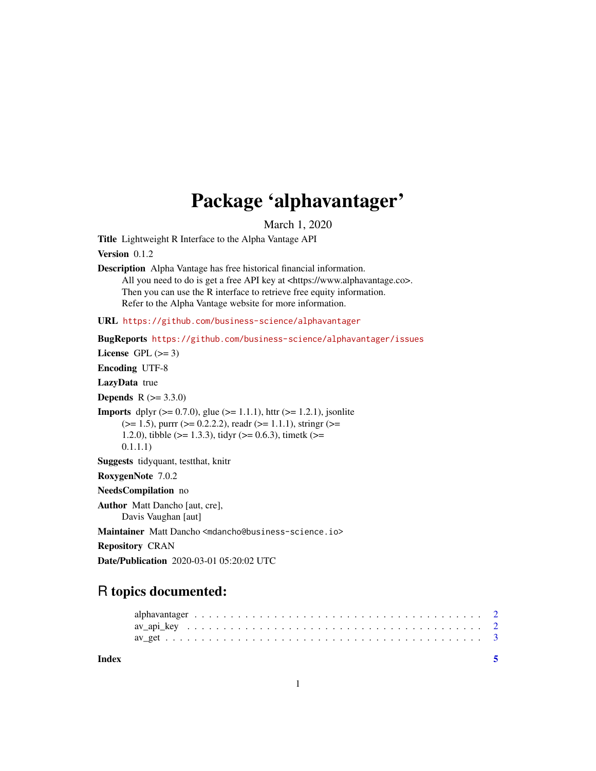# Package 'alphavantager'

March 1, 2020

**Title** Lightweight R Interface to the Alpha Vantage API

**Version** 0.1.2

**Description** Alpha Vantage has free historical financial information.
All you need to do is get a free API key at <https://www.alphavantage.co>.
Then you can use the R interface to retrieve free equity information.
Refer to the Alpha Vantage website for more information.

**URL** https://github.com/business-science/alphavantager

**BugReports** https://github.com/business-science/alphavantager/issues

**License** GPL (>= 3)

**Encoding** UTF-8

**LazyData** true

**Depends** R (>= 3.3.0)

**Imports** dplyr (>= 0.7.0), glue (>= 1.1.1), httr (>= 1.2.1), jsonlite (>= 1.5), purrr (>= 0.2.2.2), readr (>= 1.1.1), stringr (>= 1.2.0), tibble (>= 1.3.3), tidyr (>= 0.6.3), timetk (>= 0.1.1.1)

**Suggests** tidyquant, testthat, knitr

**RoxygenNote** 7.0.2

**NeedsCompilation** no

**Author** Matt Dancho [aut, cre],
Davis Vaughan [aut]

**Maintainer** Matt Dancho <mdancho@business-science.io>

**Repository** CRAN

**Date/Publication** 2020-03-01 05:20:02 UTC

## R topics documented:

alphavantager . . . . . . . . . . . . . . . . . . . . . . . . . . . . . . . . . . . . . . 2
av_api_key . . . . . . . . . . . . . . . . . . . . . . . . . . . . . . . . . . . . . . . 2
av_get . . . . . . . . . . . . . . . . . . . . . . . . . . . . . . . . . . . . . . . . . . 3

**Index** 5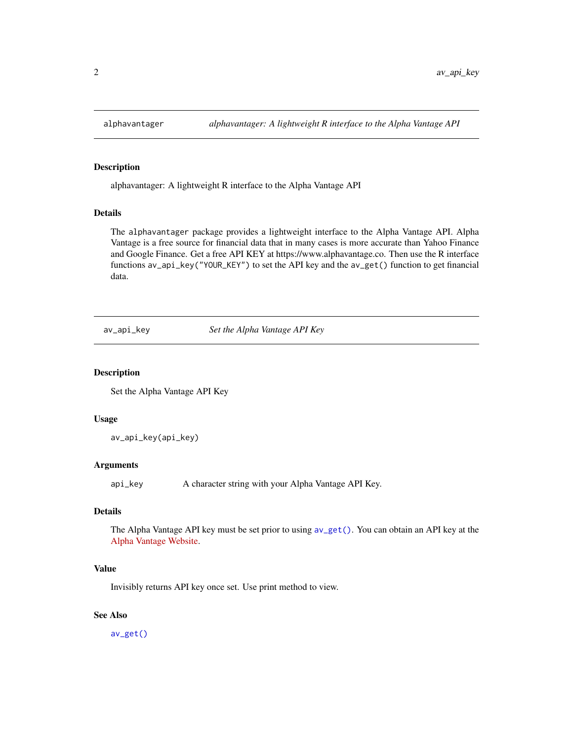## alphavantager — *alphavantager: A lightweight R interface to the Alpha Vantage API*

### Description

alphavantager: A lightweight R interface to the Alpha Vantage API

### Details

The `alphavantager` package provides a lightweight interface to the Alpha Vantage API. Alpha Vantage is a free source for financial data that in many cases is more accurate than Yahoo Finance and Google Finance. Get a free API KEY at https://www.alphavantage.co. Then use the R interface functions `av_api_key("YOUR_KEY")` to set the API key and the `av_get()` function to get financial data.

## av_api_key — *Set the Alpha Vantage API Key*

### Description

Set the Alpha Vantage API Key

### Usage

```
av_api_key(api_key)
```

### Arguments

| | |
|---|---|
| `api_key` | A character string with your Alpha Vantage API Key. |

### Details

The Alpha Vantage API key must be set prior to using `av_get()`. You can obtain an API key at the Alpha Vantage Website.

### Value

Invisibly returns API key once set. Use print method to view.

### See Also

`av_get()`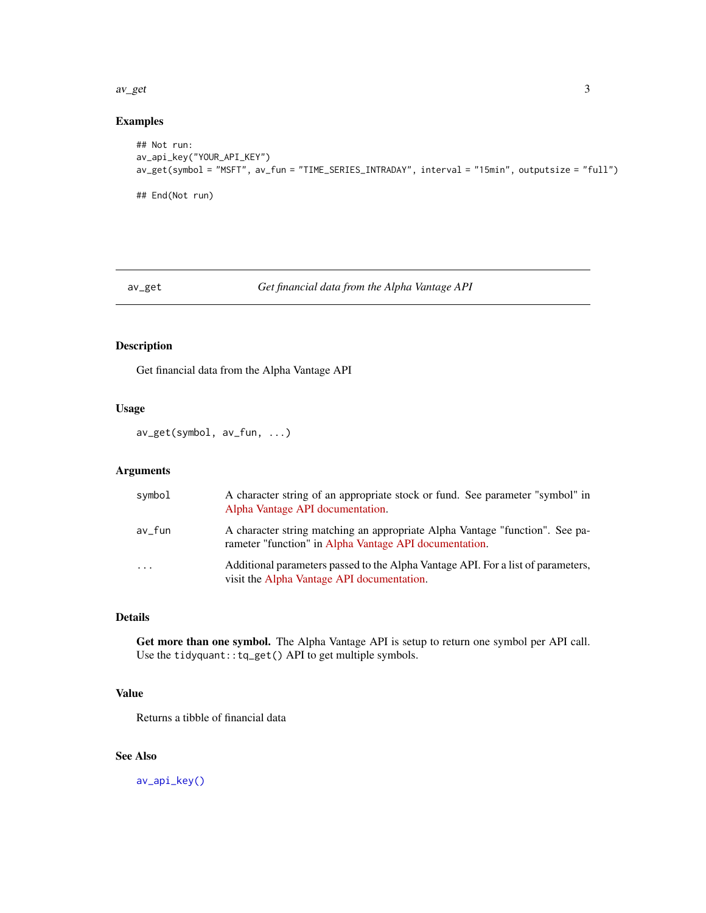## Examples

```
## Not run:
av_api_key("YOUR_API_KEY")
av_get(symbol = "MSFT", av_fun = "TIME_SERIES_INTRADAY", interval = "15min", outputsize = "full")

## End(Not run)
```

---

# av_get — *Get financial data from the Alpha Vantage API*

## Description

Get financial data from the Alpha Vantage API

## Usage

```
av_get(symbol, av_fun, ...)
```

## Arguments

| | |
|---|---|
| `symbol` | A character string of an appropriate stock or fund. See parameter "symbol" in Alpha Vantage API documentation. |
| `av_fun` | A character string matching an appropriate Alpha Vantage "function". See parameter "function" in Alpha Vantage API documentation. |
| `...` | Additional parameters passed to the Alpha Vantage API. For a list of parameters, visit the Alpha Vantage API documentation. |

## Details

**Get more than one symbol.** The Alpha Vantage API is setup to return one symbol per API call. Use the `tidyquant::tq_get()` API to get multiple symbols.

## Value

Returns a tibble of financial data

## See Also

`av_api_key()`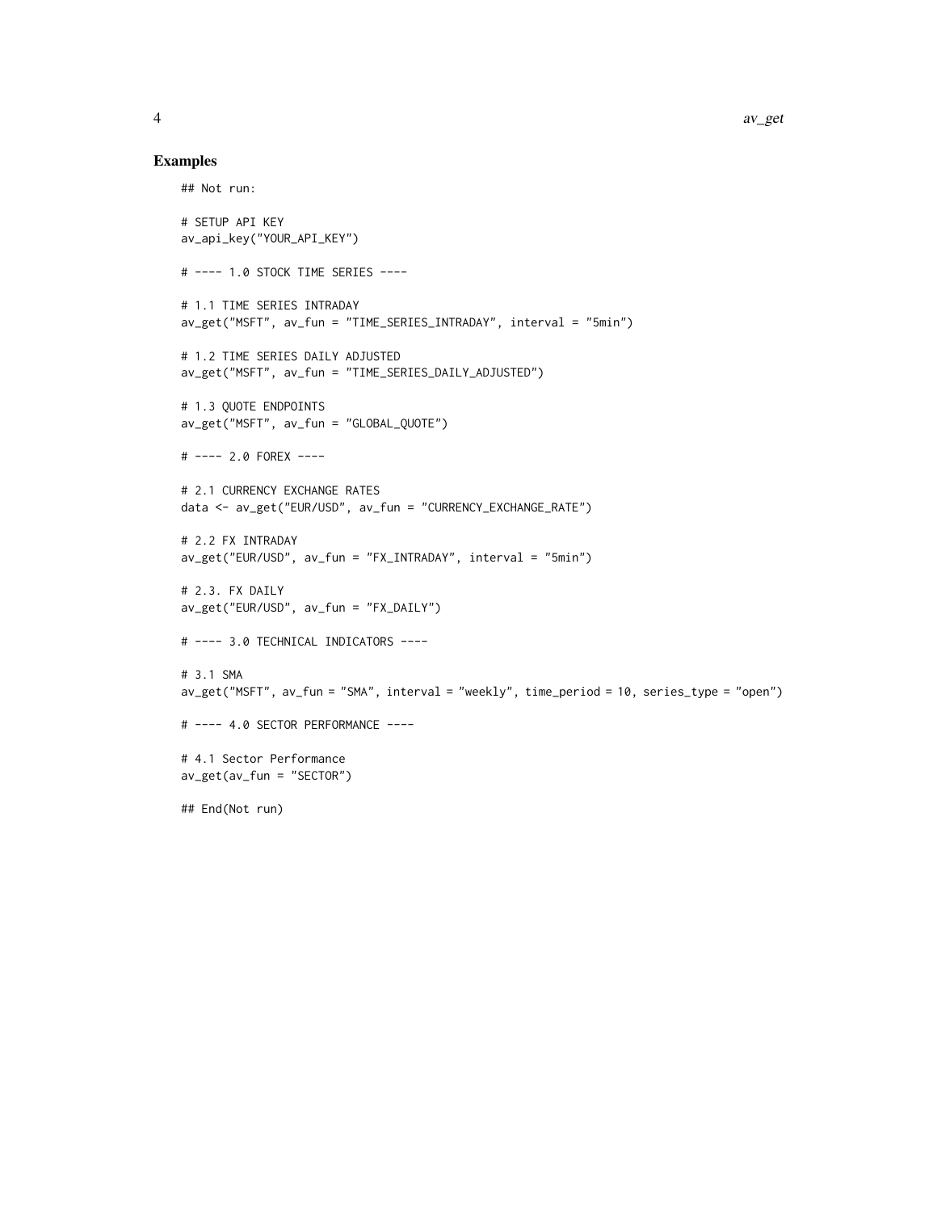## Examples

```
## Not run:

# SETUP API KEY
av_api_key("YOUR_API_KEY")

# ---- 1.0 STOCK TIME SERIES ----

# 1.1 TIME SERIES INTRADAY
av_get("MSFT", av_fun = "TIME_SERIES_INTRADAY", interval = "5min")

# 1.2 TIME SERIES DAILY ADJUSTED
av_get("MSFT", av_fun = "TIME_SERIES_DAILY_ADJUSTED")

# 1.3 QUOTE ENDPOINTS
av_get("MSFT", av_fun = "GLOBAL_QUOTE")

# ---- 2.0 FOREX ----

# 2.1 CURRENCY EXCHANGE RATES
data <- av_get("EUR/USD", av_fun = "CURRENCY_EXCHANGE_RATE")

# 2.2 FX INTRADAY
av_get("EUR/USD", av_fun = "FX_INTRADAY", interval = "5min")

# 2.3. FX DAILY
av_get("EUR/USD", av_fun = "FX_DAILY")

# ---- 3.0 TECHNICAL INDICATORS ----

# 3.1 SMA
av_get("MSFT", av_fun = "SMA", interval = "weekly", time_period = 10, series_type = "open")

# ---- 4.0 SECTOR PERFORMANCE ----

# 4.1 Sector Performance
av_get(av_fun = "SECTOR")

## End(Not run)
```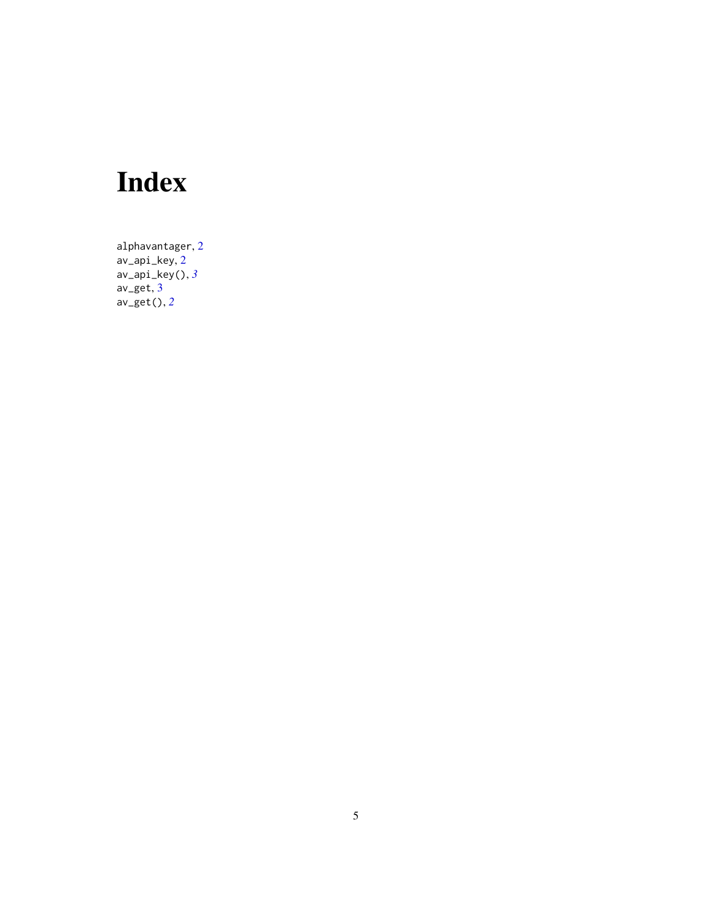# Index

alphavantager, 2
av_api_key, 2
av_api_key(), *3*
av_get, 3
av_get(), *2*